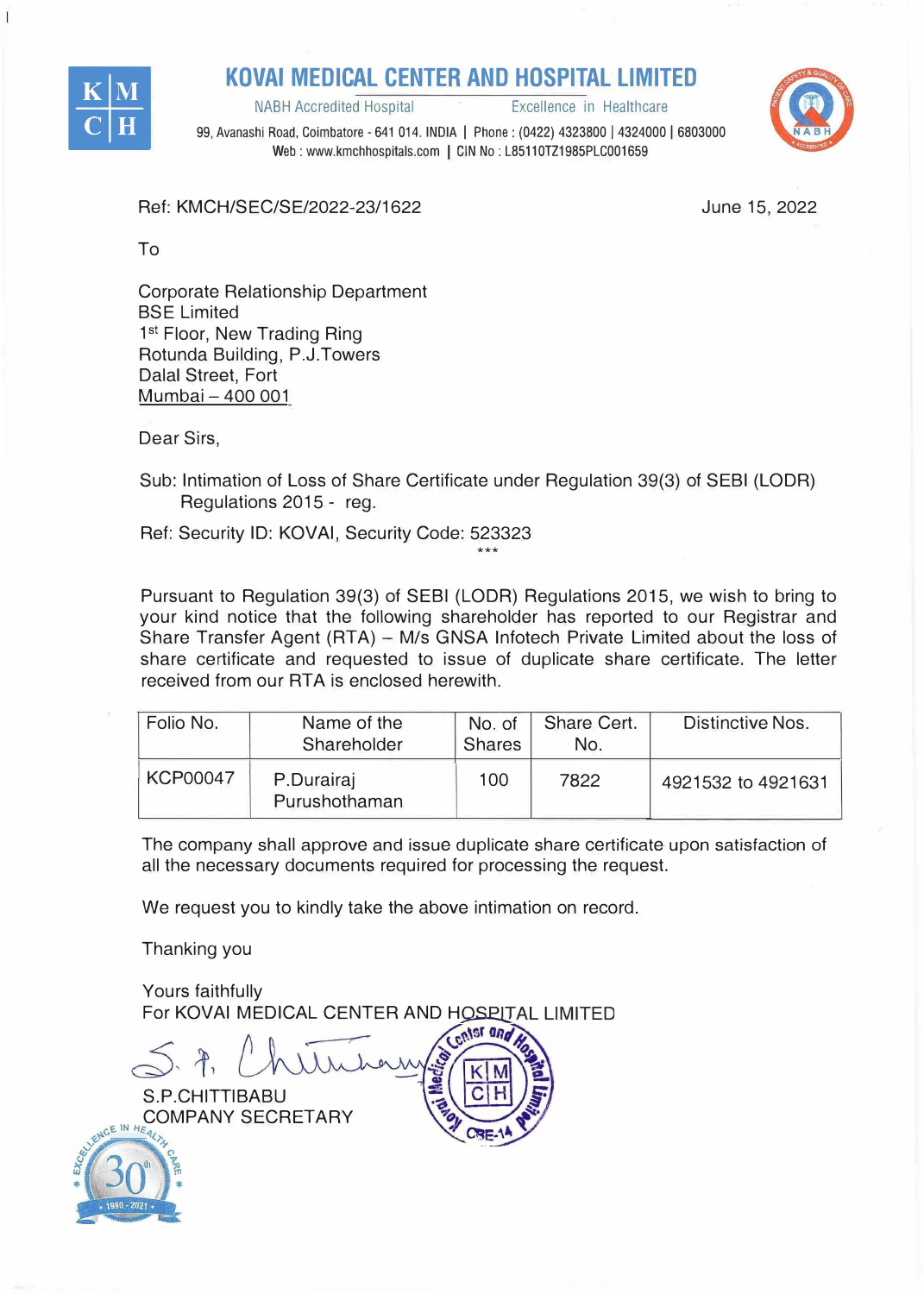# KOVAI MEDICAL CENTER AND HOSPITAL LIMITED

NABH Accredited Hospital     Excellence in Healthcare

99, Avanashi Road, Coimbatore - 641 014. INDIA | Phone : (0422) 4323800 | 4324000 | 6803000
Web : www.kmchhospitals.com | CIN No : L85110TZ1985PLC001659

Ref: KMCH/SEC/SE/2022-23/1622

June 15, 2022

To

Corporate Relationship Department
BSE Limited
1st Floor, New Trading Ring
Rotunda Building, P.J.Towers
Dalal Street, Fort
Mumbai – 400 001

Dear Sirs,

Sub: Intimation of Loss of Share Certificate under Regulation 39(3) of SEBI (LODR) Regulations 2015 - reg.

Ref: Security ID: KOVAI, Security Code: 523323

***

Pursuant to Regulation 39(3) of SEBI (LODR) Regulations 2015, we wish to bring to your kind notice that the following shareholder has reported to our Registrar and Share Transfer Agent (RTA) – M/s GNSA Infotech Private Limited about the loss of share certificate and requested to issue of duplicate share certificate. The letter received from our RTA is enclosed herewith.

| Folio No. | Name of the Shareholder | No. of Shares | Share Cert. No. | Distinctive Nos. |
|---|---|---|---|---|
| KCP00047 | P.Durairaj Purushothaman | 100 | 7822 | 4921532 to 4921631 |

The company shall approve and issue duplicate share certificate upon satisfaction of all the necessary documents required for processing the request.

We request you to kindly take the above intimation on record.

Thanking you

Yours faithfully
For KOVAI MEDICAL CENTER AND HOSPITAL LIMITED

S.P.CHITTIBABU
COMPANY SECRETARY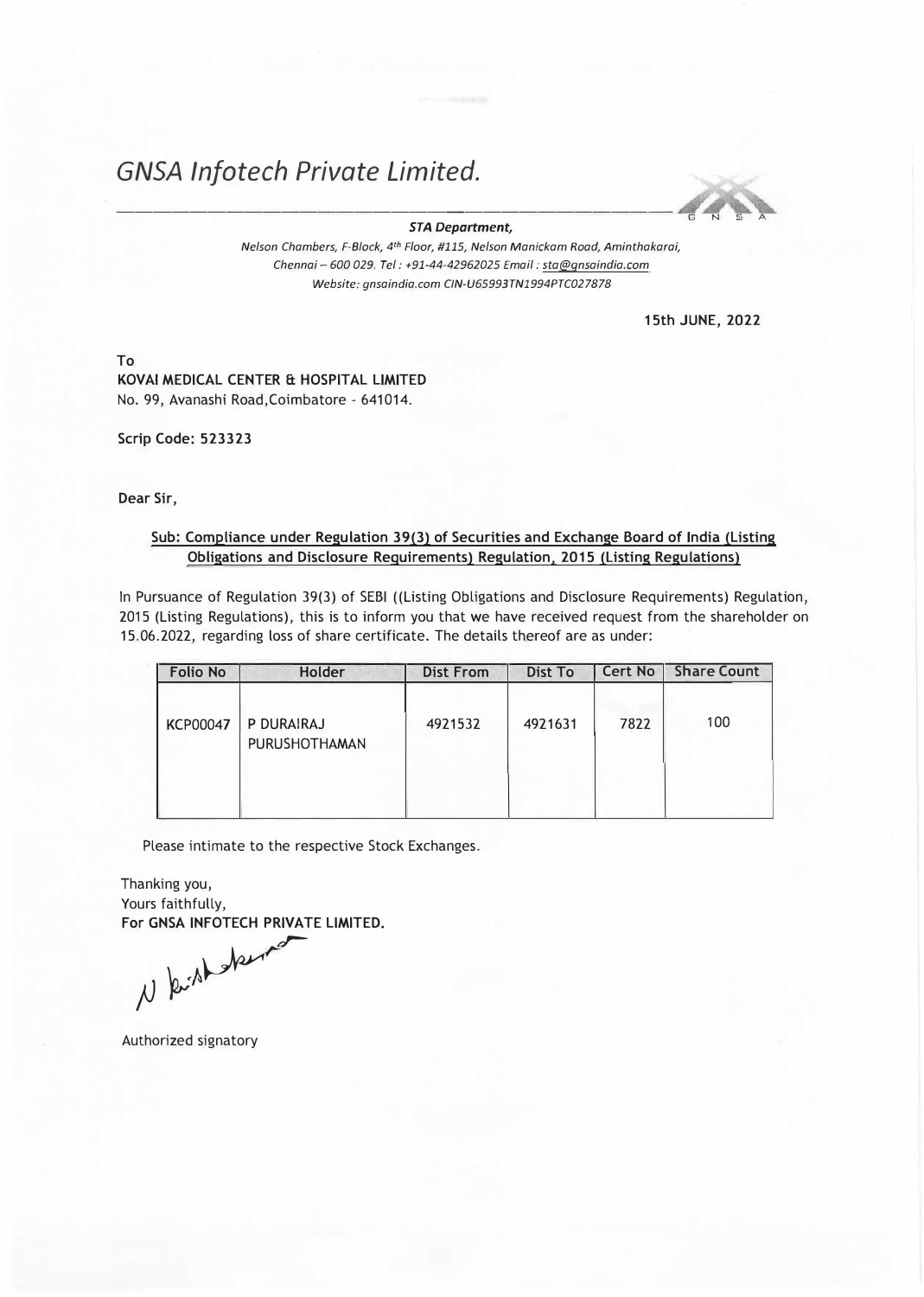# *GNSA Infotech Private Limited.*

***STA Department,***

*Nelson Chambers, F-Block, 4th Floor, #115, Nelson Manickam Road, Aminthakarai, Chennai – 600 029. Tel : +91-44-42962025 Email : sta@gnsaindia.com*

*Website: gnsaindia.com CIN-U65993TN1994PTC027878*

**15th JUNE, 2022**

**To**

**KOVAI MEDICAL CENTER & HOSPITAL LIMITED**

No. 99, Avanashi Road,Coimbatore - 641014.

**Scrip Code: 523323**

**Dear Sir,**

**Sub: Compliance under Regulation 39(3) of Securities and Exchange Board of India (Listing Obligations and Disclosure Requirements) Regulation, 2015 (Listing Regulations)**

In Pursuance of Regulation 39(3) of SEBI ((Listing Obligations and Disclosure Requirements) Regulation, 2015 (Listing Regulations), this is to inform you that we have received request from the shareholder on 15.06.2022, regarding loss of share certificate. The details thereof are as under:

| Folio No | Holder | Dist From | Dist To | Cert No | Share Count |
|---|---|---|---|---|---|
| KCP00047 | P DURAIRAJ PURUSHOTHAMAN | 4921532 | 4921631 | 7822 | 100 |

Please intimate to the respective Stock Exchanges.

Thanking you,

Yours faithfully,

**For GNSA INFOTECH PRIVATE LIMITED.**

Authorized signatory